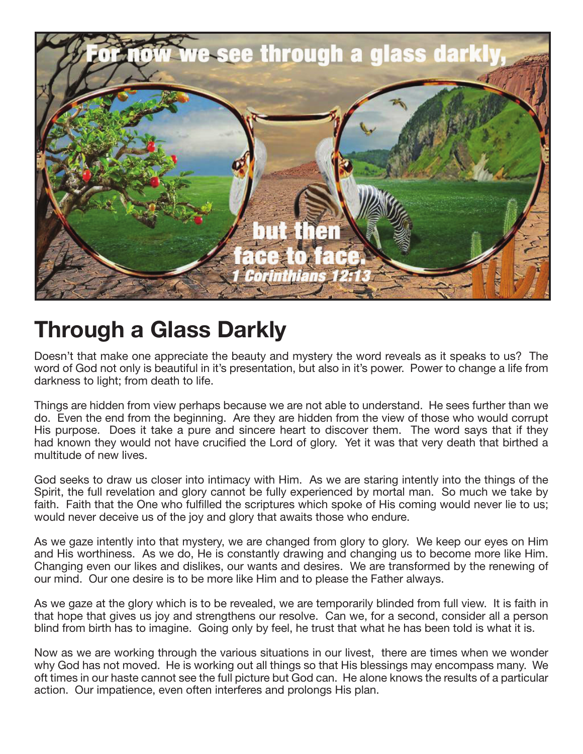For now we see through a glass darkly,

but then face to face.

*1 Corinthians 12:13*

# Through a Glass Darkly

Doesn't that make one appreciate the beauty and mystery the word reveals as it speaks to us? The word of God not only is beautiful in it's presentation, but also in it's power. Power to change a life from darkness to light; from death to life.

Things are hidden from view perhaps because we are not able to understand. He sees further than we do. Even the end from the beginning. Are they are hidden from the view of those who would corrupt His purpose. Does it take a pure and sincere heart to discover them. The word says that if they had known they would not have crucified the Lord of glory. Yet it was that very death that birthed a multitude of new lives.

God seeks to draw us closer into intimacy with Him. As we are staring intently into the things of the Spirit, the full revelation and glory cannot be fully experienced by mortal man. So much we take by faith. Faith that the One who fulfilled the scriptures which spoke of His coming would never lie to us; would never deceive us of the joy and glory that awaits those who endure.

As we gaze intently into that mystery, we are changed from glory to glory. We keep our eyes on Him and His worthiness. As we do, He is constantly drawing and changing us to become more like Him. Changing even our likes and dislikes, our wants and desires. We are transformed by the renewing of our mind. Our one desire is to be more like Him and to please the Father always.

As we gaze at the glory which is to be revealed, we are temporarily blinded from full view. It is faith in that hope that gives us joy and strengthens our resolve. Can we, for a second, consider all a person blind from birth has to imagine. Going only by feel, he trust that what he has been told is what it is.

Now as we are working through the various situations in our livest, there are times when we wonder why God has not moved. He is working out all things so that His blessings may encompass many. We oft times in our haste cannot see the full picture but God can. He alone knows the results of a particular action. Our impatience, even often interferes and prolongs His plan.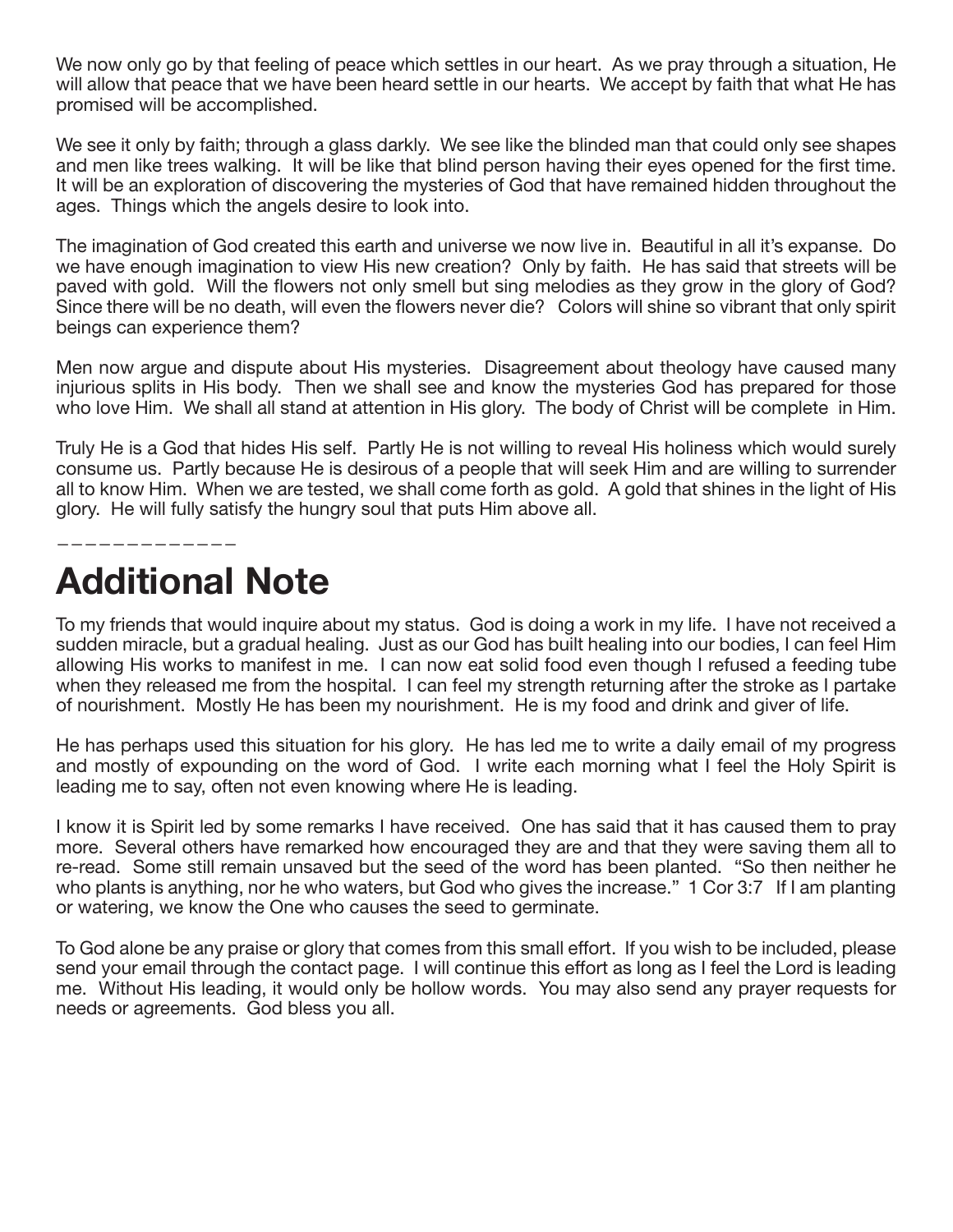We now only go by that feeling of peace which settles in our heart. As we pray through a situation, He will allow that peace that we have been heard settle in our hearts. We accept by faith that what He has promised will be accomplished.

We see it only by faith; through a glass darkly. We see like the blinded man that could only see shapes and men like trees walking. It will be like that blind person having their eyes opened for the first time. It will be an exploration of discovering the mysteries of God that have remained hidden throughout the ages. Things which the angels desire to look into.

The imagination of God created this earth and universe we now live in. Beautiful in all it's expanse. Do we have enough imagination to view His new creation? Only by faith. He has said that streets will be paved with gold. Will the flowers not only smell but sing melodies as they grow in the glory of God? Since there will be no death, will even the flowers never die? Colors will shine so vibrant that only spirit beings can experience them?

Men now argue and dispute about His mysteries. Disagreement about theology have caused many injurious splits in His body. Then we shall see and know the mysteries God has prepared for those who love Him. We shall all stand at attention in His glory. The body of Christ will be complete in Him.

Truly He is a God that hides His self. Partly He is not willing to reveal His holiness which would surely consume us. Partly because He is desirous of a people that will seek Him and are willing to surrender all to know Him. When we are tested, we shall come forth as gold. A gold that shines in the light of His glory. He will fully satisfy the hungry soul that puts Him above all.

\_\_\_\_\_\_\_\_\_\_\_\_\_\_

# Additional Note

To my friends that would inquire about my status. God is doing a work in my life. I have not received a sudden miracle, but a gradual healing. Just as our God has built healing into our bodies, I can feel Him allowing His works to manifest in me. I can now eat solid food even though I refused a feeding tube when they released me from the hospital. I can feel my strength returning after the stroke as I partake of nourishment. Mostly He has been my nourishment. He is my food and drink and giver of life.

He has perhaps used this situation for his glory. He has led me to write a daily email of my progress and mostly of expounding on the word of God. I write each morning what I feel the Holy Spirit is leading me to say, often not even knowing where He is leading.

I know it is Spirit led by some remarks I have received. One has said that it has caused them to pray more. Several others have remarked how encouraged they are and that they were saving them all to re-read. Some still remain unsaved but the seed of the word has been planted. "So then neither he who plants is anything, nor he who waters, but God who gives the increase." 1 Cor 3:7 If I am planting or watering, we know the One who causes the seed to germinate.

To God alone be any praise or glory that comes from this small effort. If you wish to be included, please send your email through the contact page. I will continue this effort as long as I feel the Lord is leading me. Without His leading, it would only be hollow words. You may also send any prayer requests for needs or agreements. God bless you all.